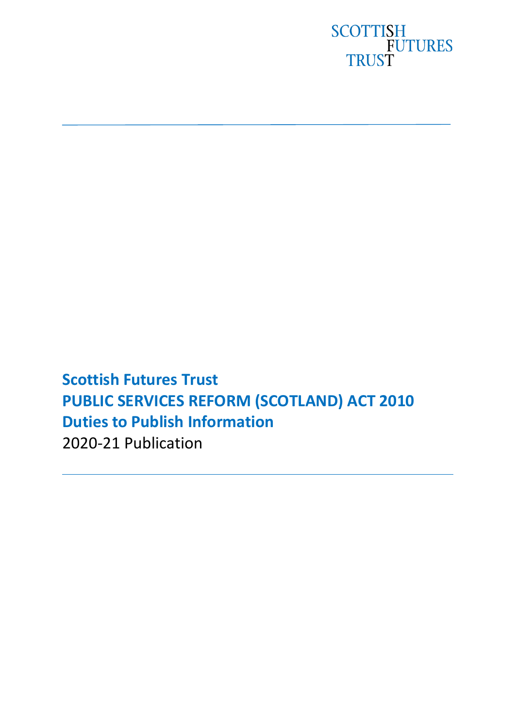SCOTTISH FUTURES TRUST

# Scottish Futures Trust

# PUBLIC SERVICES REFORM (SCOTLAND) ACT 2010

# Duties to Publish Information

2020-21 Publication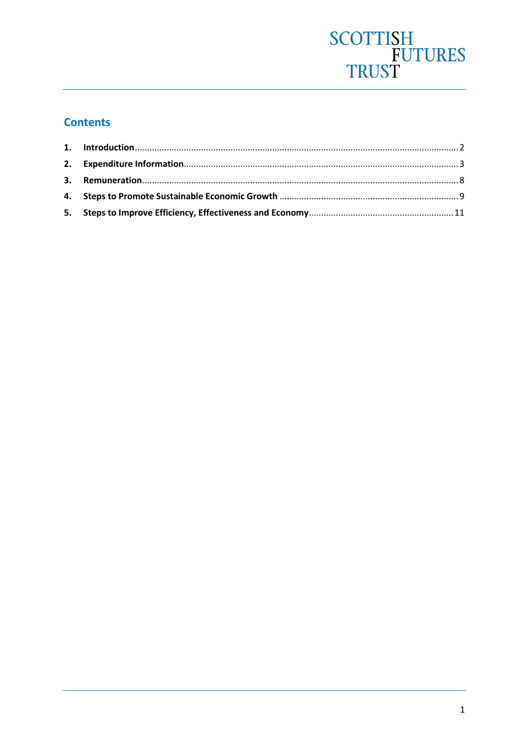SCOTTISH FUTURES TRUST

## Contents

1. **Introduction** ..... 2
2. **Expenditure Information** ..... 3
3. **Remuneration** ..... 8
4. **Steps to Promote Sustainable Economic Growth** ..... 9
5. **Steps to Improve Efficiency, Effectiveness and Economy** ..... 11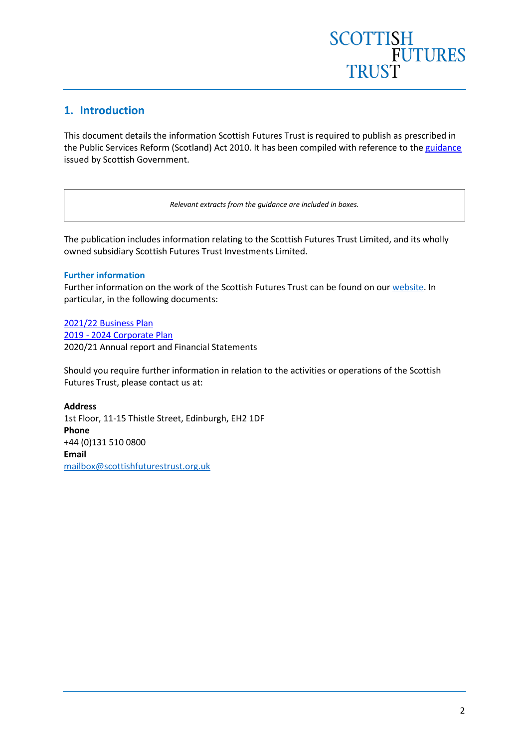## 1. Introduction

This document details the information Scottish Futures Trust is required to publish as prescribed in the Public Services Reform (Scotland) Act 2010. It has been compiled with reference to the guidance issued by Scottish Government.

> *Relevant extracts from the guidance are included in boxes.*

The publication includes information relating to the Scottish Futures Trust Limited, and its wholly owned subsidiary Scottish Futures Trust Investments Limited.

### Further information

Further information on the work of the Scottish Futures Trust can be found on our website. In particular, in the following documents:

2021/22 Business Plan
2019 - 2024 Corporate Plan
2020/21 Annual report and Financial Statements

Should you require further information in relation to the activities or operations of the Scottish Futures Trust, please contact us at:

**Address**
1st Floor, 11-15 Thistle Street, Edinburgh, EH2 1DF
**Phone**
+44 (0)131 510 0800
**Email**
mailbox@scottishfuturestrust.org.uk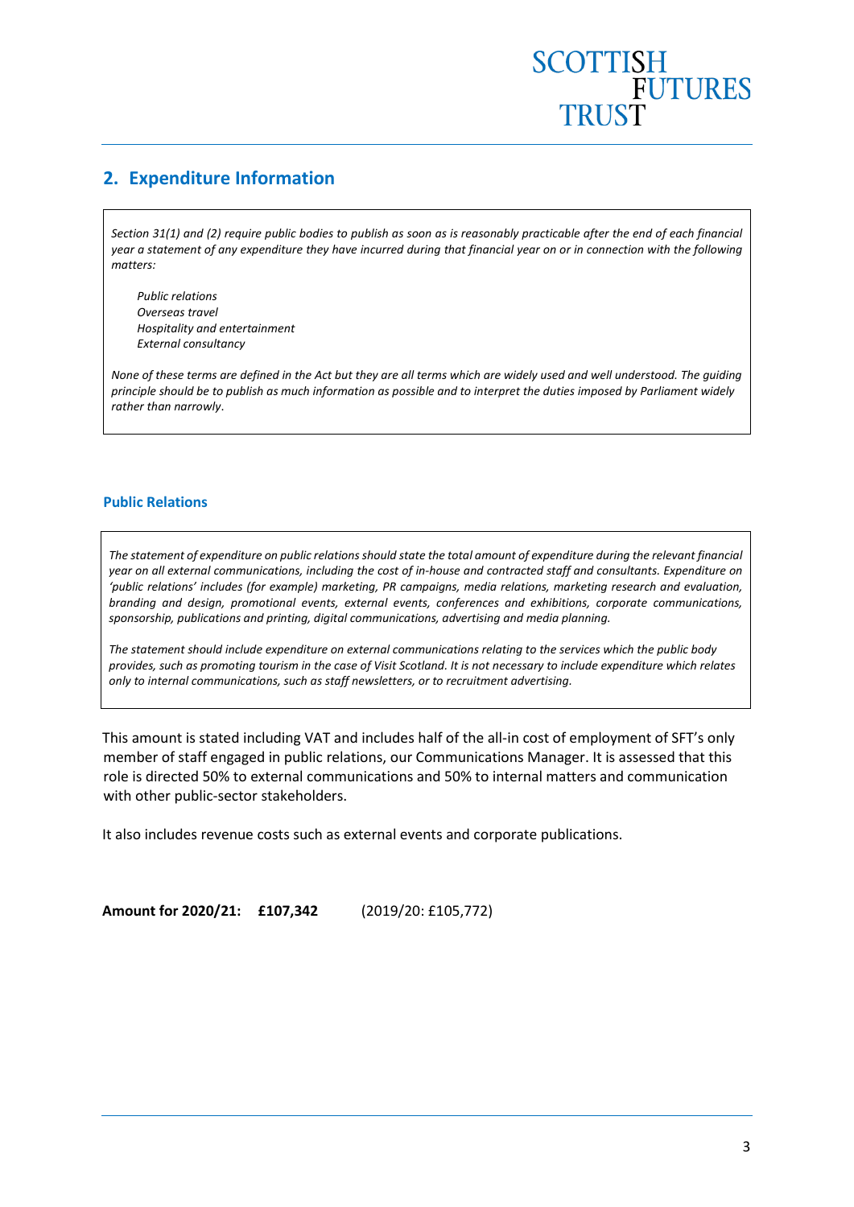## 2. Expenditure Information

*Section 31(1) and (2) require public bodies to publish as soon as is reasonably practicable after the end of each financial year a statement of any expenditure they have incurred during that financial year on or in connection with the following matters:*

*Public relations*
*Overseas travel*
*Hospitality and entertainment*
*External consultancy*

*None of these terms are defined in the Act but they are all terms which are widely used and well understood. The guiding principle should be to publish as much information as possible and to interpret the duties imposed by Parliament widely rather than narrowly.*

### Public Relations

*The statement of expenditure on public relations should state the total amount of expenditure during the relevant financial year on all external communications, including the cost of in-house and contracted staff and consultants. Expenditure on 'public relations' includes (for example) marketing, PR campaigns, media relations, marketing research and evaluation, branding and design, promotional events, external events, conferences and exhibitions, corporate communications, sponsorship, publications and printing, digital communications, advertising and media planning.*

*The statement should include expenditure on external communications relating to the services which the public body provides, such as promoting tourism in the case of Visit Scotland. It is not necessary to include expenditure which relates only to internal communications, such as staff newsletters, or to recruitment advertising.*

This amount is stated including VAT and includes half of the all-in cost of employment of SFT's only member of staff engaged in public relations, our Communications Manager. It is assessed that this role is directed 50% to external communications and 50% to internal matters and communication with other public-sector stakeholders.

It also includes revenue costs such as external events and corporate publications.

**Amount for 2020/21: £107,342** (2019/20: £105,772)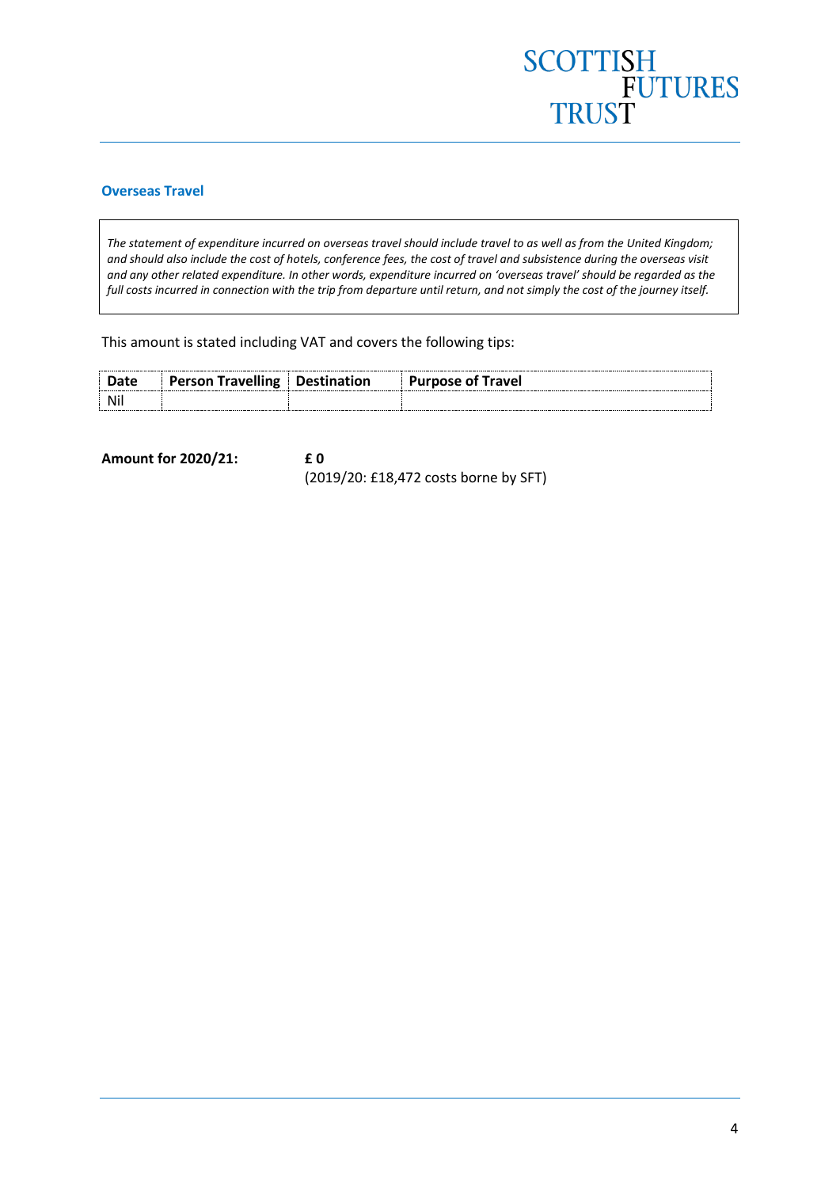## Overseas Travel

*The statement of expenditure incurred on overseas travel should include travel to as well as from the United Kingdom; and should also include the cost of hotels, conference fees, the cost of travel and subsistence during the overseas visit and any other related expenditure. In other words, expenditure incurred on 'overseas travel' should be regarded as the full costs incurred in connection with the trip from departure until return, and not simply the cost of the journey itself.*

This amount is stated including VAT and covers the following tips:

| Date | Person Travelling | Destination | Purpose of Travel |
|---|---|---|---|
| Nil | | | |

**Amount for 2020/21:** **£ 0**
(2019/20: £18,472 costs borne by SFT)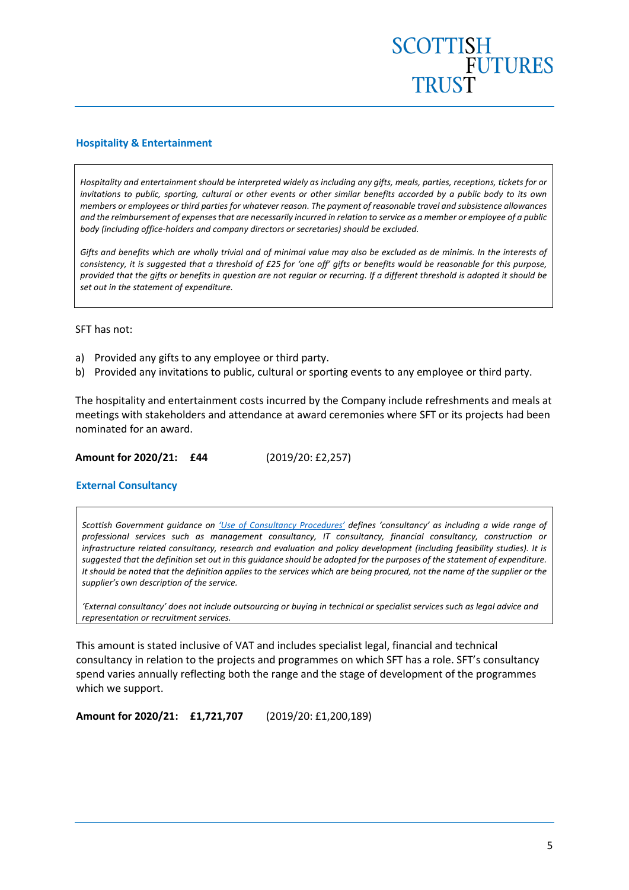## Hospitality & Entertainment

> *Hospitality and entertainment should be interpreted widely as including any gifts, meals, parties, receptions, tickets for or invitations to public, sporting, cultural or other events or other similar benefits accorded by a public body to its own members or employees or third parties for whatever reason. The payment of reasonable travel and subsistence allowances and the reimbursement of expenses that are necessarily incurred in relation to service as a member or employee of a public body (including office-holders and company directors or secretaries) should be excluded.*
>
> *Gifts and benefits which are wholly trivial and of minimal value may also be excluded as de minimis. In the interests of consistency, it is suggested that a threshold of £25 for 'one off' gifts or benefits would be reasonable for this purpose, provided that the gifts or benefits in question are not regular or recurring. If a different threshold is adopted it should be set out in the statement of expenditure.*

SFT has not:

a) Provided any gifts to any employee or third party.
b) Provided any invitations to public, cultural or sporting events to any employee or third party.

The hospitality and entertainment costs incurred by the Company include refreshments and meals at meetings with stakeholders and attendance at award ceremonies where SFT or its projects had been nominated for an award.

**Amount for 2020/21: £44** (2019/20: £2,257)

## External Consultancy

> *Scottish Government guidance on 'Use of Consultancy Procedures' defines 'consultancy' as including a wide range of professional services such as management consultancy, IT consultancy, financial consultancy, construction or infrastructure related consultancy, research and evaluation and policy development (including feasibility studies). It is suggested that the definition set out in this guidance should be adopted for the purposes of the statement of expenditure. It should be noted that the definition applies to the services which are being procured, not the name of the supplier or the supplier's own description of the service.*
>
> *'External consultancy' does not include outsourcing or buying in technical or specialist services such as legal advice and representation or recruitment services.*

This amount is stated inclusive of VAT and includes specialist legal, financial and technical consultancy in relation to the projects and programmes on which SFT has a role. SFT's consultancy spend varies annually reflecting both the range and the stage of development of the programmes which we support.

**Amount for 2020/21: £1,721,707** (2019/20: £1,200,189)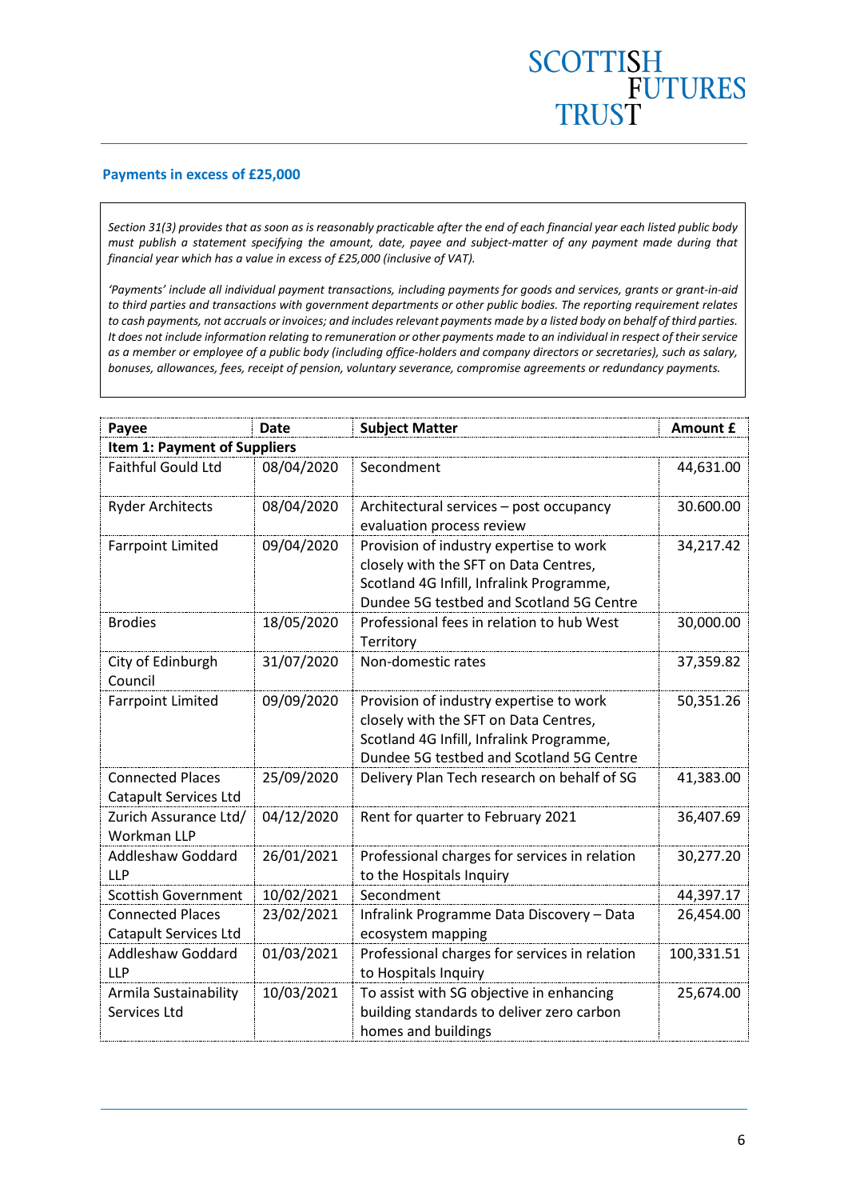## Payments in excess of £25,000

*Section 31(3) provides that as soon as is reasonably practicable after the end of each financial year each listed public body must publish a statement specifying the amount, date, payee and subject-matter of any payment made during that financial year which has a value in excess of £25,000 (inclusive of VAT).*

*'Payments' include all individual payment transactions, including payments for goods and services, grants or grant-in-aid to third parties and transactions with government departments or other public bodies. The reporting requirement relates to cash payments, not accruals or invoices; and includes relevant payments made by a listed body on behalf of third parties. It does not include information relating to remuneration or other payments made to an individual in respect of their service as a member or employee of a public body (including office-holders and company directors or secretaries), such as salary, bonuses, allowances, fees, receipt of pension, voluntary severance, compromise agreements or redundancy payments.*

| Payee | Date | Subject Matter | Amount £ |
|---|---|---|---|
| **Item 1: Payment of Suppliers** | | | |
| Faithful Gould Ltd | 08/04/2020 | Secondment | 44,631.00 |
| Ryder Architects | 08/04/2020 | Architectural services – post occupancy evaluation process review | 30.600.00 |
| Farrpoint Limited | 09/04/2020 | Provision of industry expertise to work closely with the SFT on Data Centres, Scotland 4G Infill, Infralink Programme, Dundee 5G testbed and Scotland 5G Centre | 34,217.42 |
| Brodies | 18/05/2020 | Professional fees in relation to hub West Territory | 30,000.00 |
| City of Edinburgh Council | 31/07/2020 | Non-domestic rates | 37,359.82 |
| Farrpoint Limited | 09/09/2020 | Provision of industry expertise to work closely with the SFT on Data Centres, Scotland 4G Infill, Infralink Programme, Dundee 5G testbed and Scotland 5G Centre | 50,351.26 |
| Connected Places Catapult Services Ltd | 25/09/2020 | Delivery Plan Tech research on behalf of SG | 41,383.00 |
| Zurich Assurance Ltd/ Workman LLP | 04/12/2020 | Rent for quarter to February 2021 | 36,407.69 |
| Addleshaw Goddard LLP | 26/01/2021 | Professional charges for services in relation to the Hospitals Inquiry | 30,277.20 |
| Scottish Government | 10/02/2021 | Secondment | 44,397.17 |
| Connected Places Catapult Services Ltd | 23/02/2021 | Infralink Programme Data Discovery – Data ecosystem mapping | 26,454.00 |
| Addleshaw Goddard LLP | 01/03/2021 | Professional charges for services in relation to Hospitals Inquiry | 100,331.51 |
| Armila Sustainability Services Ltd | 10/03/2021 | To assist with SG objective in enhancing building standards to deliver zero carbon homes and buildings | 25,674.00 |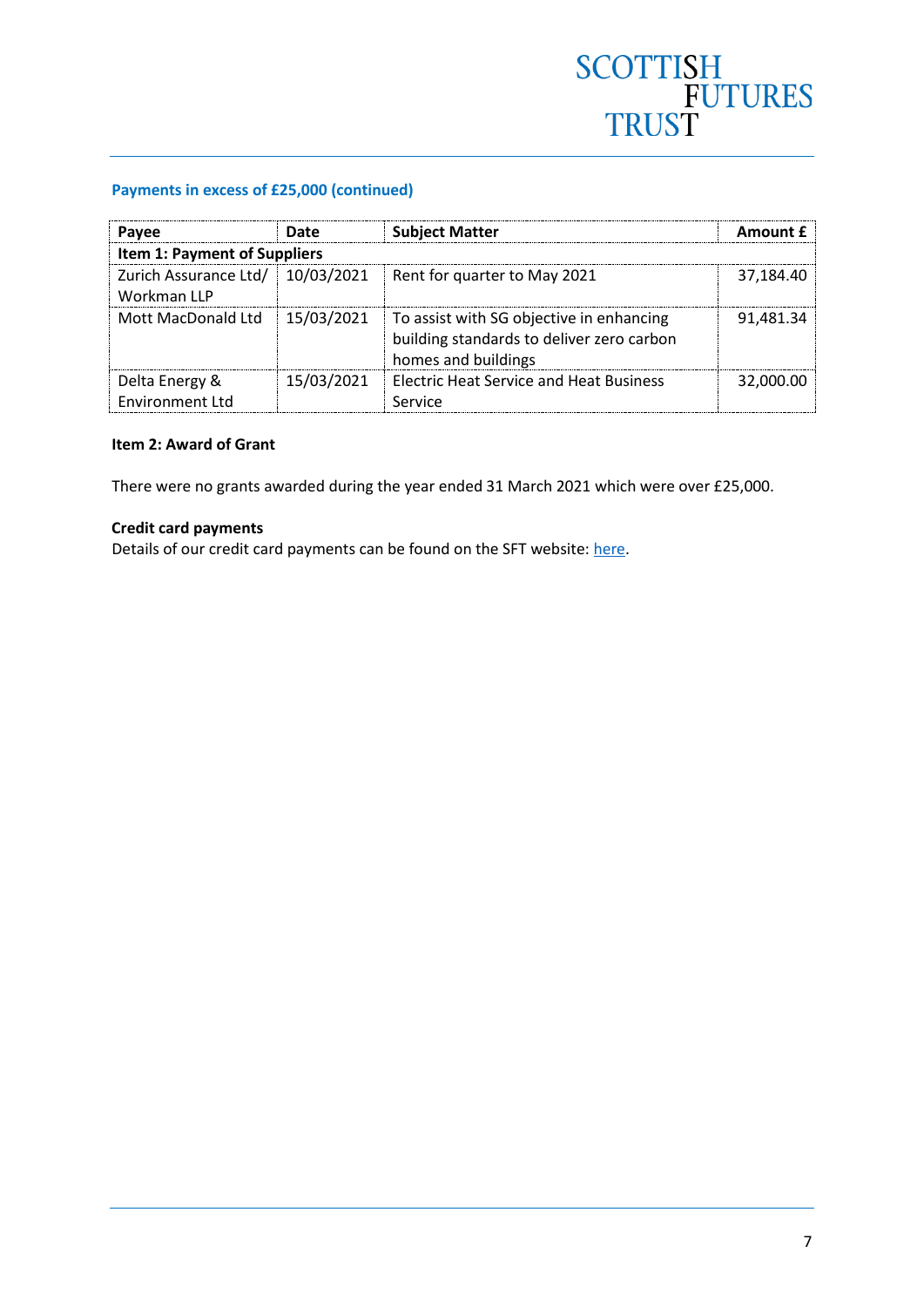## Payments in excess of £25,000 (continued)

| Payee | Date | Subject Matter | Amount £ |
|---|---|---|---|
| **Item 1: Payment of Suppliers** | | | |
| Zurich Assurance Ltd/ Workman LLP | 10/03/2021 | Rent for quarter to May 2021 | 37,184.40 |
| Mott MacDonald Ltd | 15/03/2021 | To assist with SG objective in enhancing building standards to deliver zero carbon homes and buildings | 91,481.34 |
| Delta Energy & Environment Ltd | 15/03/2021 | Electric Heat Service and Heat Business Service | 32,000.00 |

**Item 2: Award of Grant**

There were no grants awarded during the year ended 31 March 2021 which were over £25,000.

**Credit card payments**

Details of our credit card payments can be found on the SFT website: here.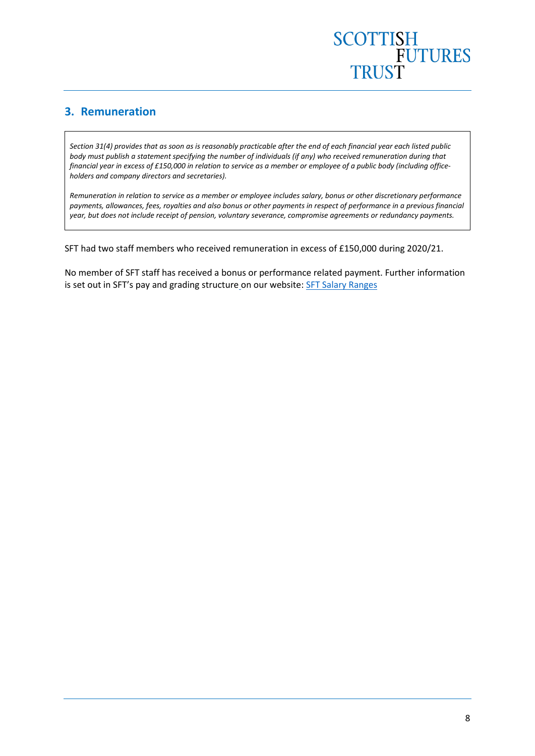## 3. Remuneration

*Section 31(4) provides that as soon as is reasonably practicable after the end of each financial year each listed public body must publish a statement specifying the number of individuals (if any) who received remuneration during that financial year in excess of £150,000 in relation to service as a member or employee of a public body (including office-holders and company directors and secretaries).*

*Remuneration in relation to service as a member or employee includes salary, bonus or other discretionary performance payments, allowances, fees, royalties and also bonus or other payments in respect of performance in a previous financial year, but does not include receipt of pension, voluntary severance, compromise agreements or redundancy payments.*

SFT had two staff members who received remuneration in excess of £150,000 during 2020/21.

No member of SFT staff has received a bonus or performance related payment. Further information is set out in SFT's pay and grading structure on our website: SFT Salary Ranges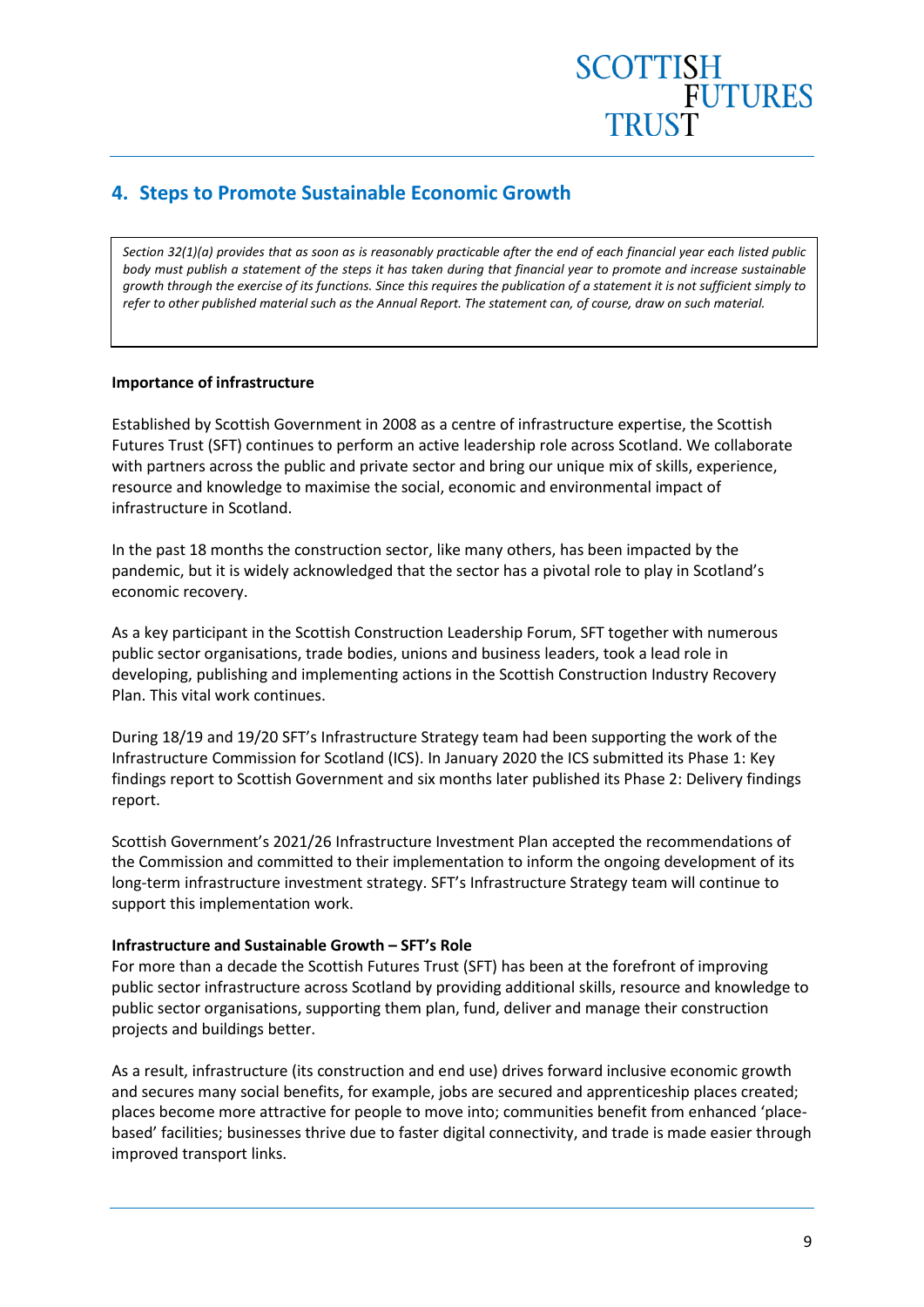## 4. Steps to Promote Sustainable Economic Growth

*Section 32(1)(a) provides that as soon as is reasonably practicable after the end of each financial year each listed public body must publish a statement of the steps it has taken during that financial year to promote and increase sustainable growth through the exercise of its functions. Since this requires the publication of a statement it is not sufficient simply to refer to other published material such as the Annual Report. The statement can, of course, draw on such material.*

**Importance of infrastructure**

Established by Scottish Government in 2008 as a centre of infrastructure expertise, the Scottish Futures Trust (SFT) continues to perform an active leadership role across Scotland. We collaborate with partners across the public and private sector and bring our unique mix of skills, experience, resource and knowledge to maximise the social, economic and environmental impact of infrastructure in Scotland.

In the past 18 months the construction sector, like many others, has been impacted by the pandemic, but it is widely acknowledged that the sector has a pivotal role to play in Scotland's economic recovery.

As a key participant in the Scottish Construction Leadership Forum, SFT together with numerous public sector organisations, trade bodies, unions and business leaders, took a lead role in developing, publishing and implementing actions in the Scottish Construction Industry Recovery Plan. This vital work continues.

During 18/19 and 19/20 SFT's Infrastructure Strategy team had been supporting the work of the Infrastructure Commission for Scotland (ICS). In January 2020 the ICS submitted its Phase 1: Key findings report to Scottish Government and six months later published its Phase 2: Delivery findings report.

Scottish Government's 2021/26 Infrastructure Investment Plan accepted the recommendations of the Commission and committed to their implementation to inform the ongoing development of its long-term infrastructure investment strategy. SFT's Infrastructure Strategy team will continue to support this implementation work.

**Infrastructure and Sustainable Growth – SFT's Role**

For more than a decade the Scottish Futures Trust (SFT) has been at the forefront of improving public sector infrastructure across Scotland by providing additional skills, resource and knowledge to public sector organisations, supporting them plan, fund, deliver and manage their construction projects and buildings better.

As a result, infrastructure (its construction and end use) drives forward inclusive economic growth and secures many social benefits, for example, jobs are secured and apprenticeship places created; places become more attractive for people to move into; communities benefit from enhanced 'place-based' facilities; businesses thrive due to faster digital connectivity, and trade is made easier through improved transport links.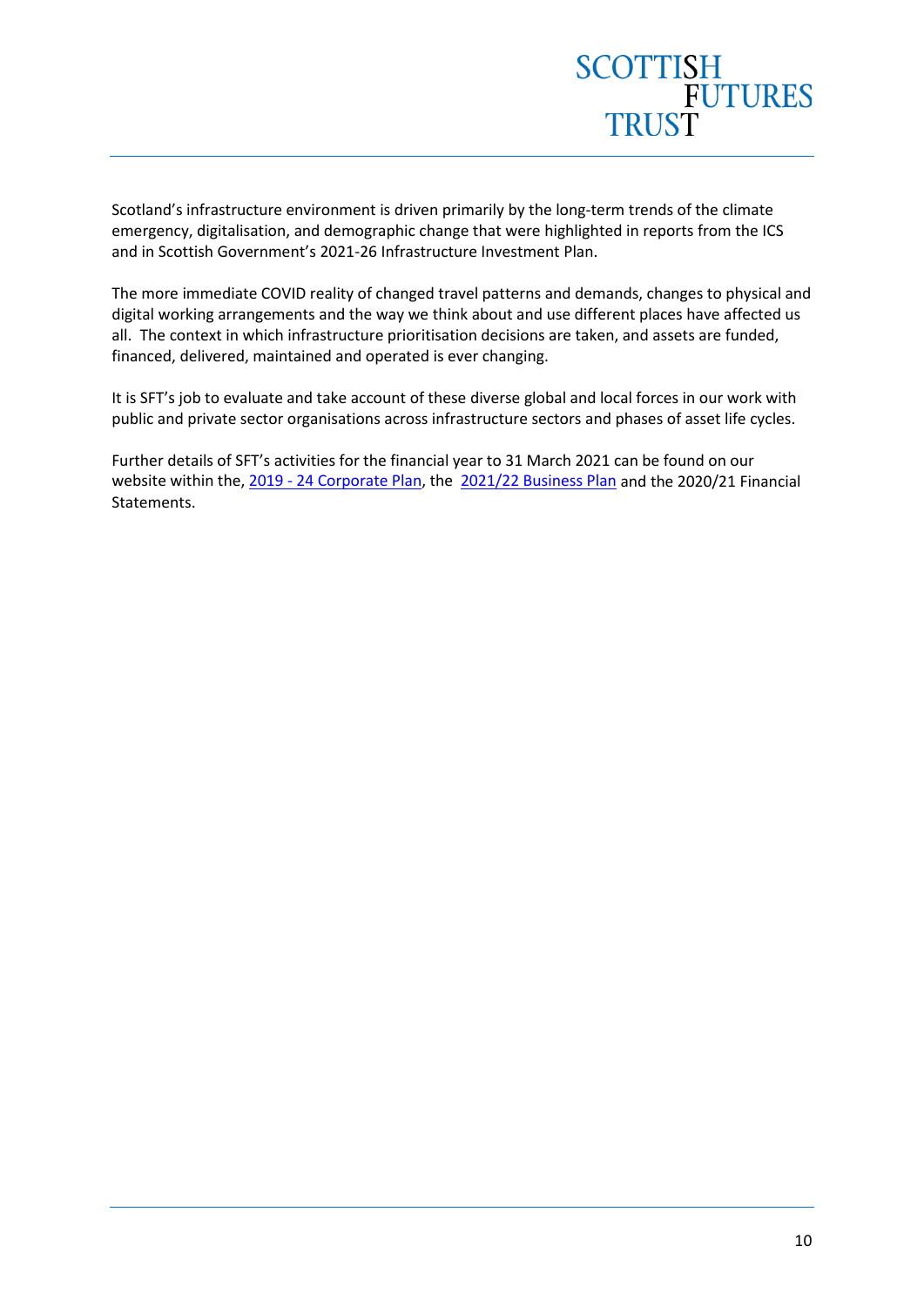Scotland's infrastructure environment is driven primarily by the long-term trends of the climate emergency, digitalisation, and demographic change that were highlighted in reports from the ICS and in Scottish Government's 2021-26 Infrastructure Investment Plan.

The more immediate COVID reality of changed travel patterns and demands, changes to physical and digital working arrangements and the way we think about and use different places have affected us all. The context in which infrastructure prioritisation decisions are taken, and assets are funded, financed, delivered, maintained and operated is ever changing.

It is SFT's job to evaluate and take account of these diverse global and local forces in our work with public and private sector organisations across infrastructure sectors and phases of asset life cycles.

Further details of SFT's activities for the financial year to 31 March 2021 can be found on our website within the, 2019 - 24 Corporate Plan, the 2021/22 Business Plan and the 2020/21 Financial Statements.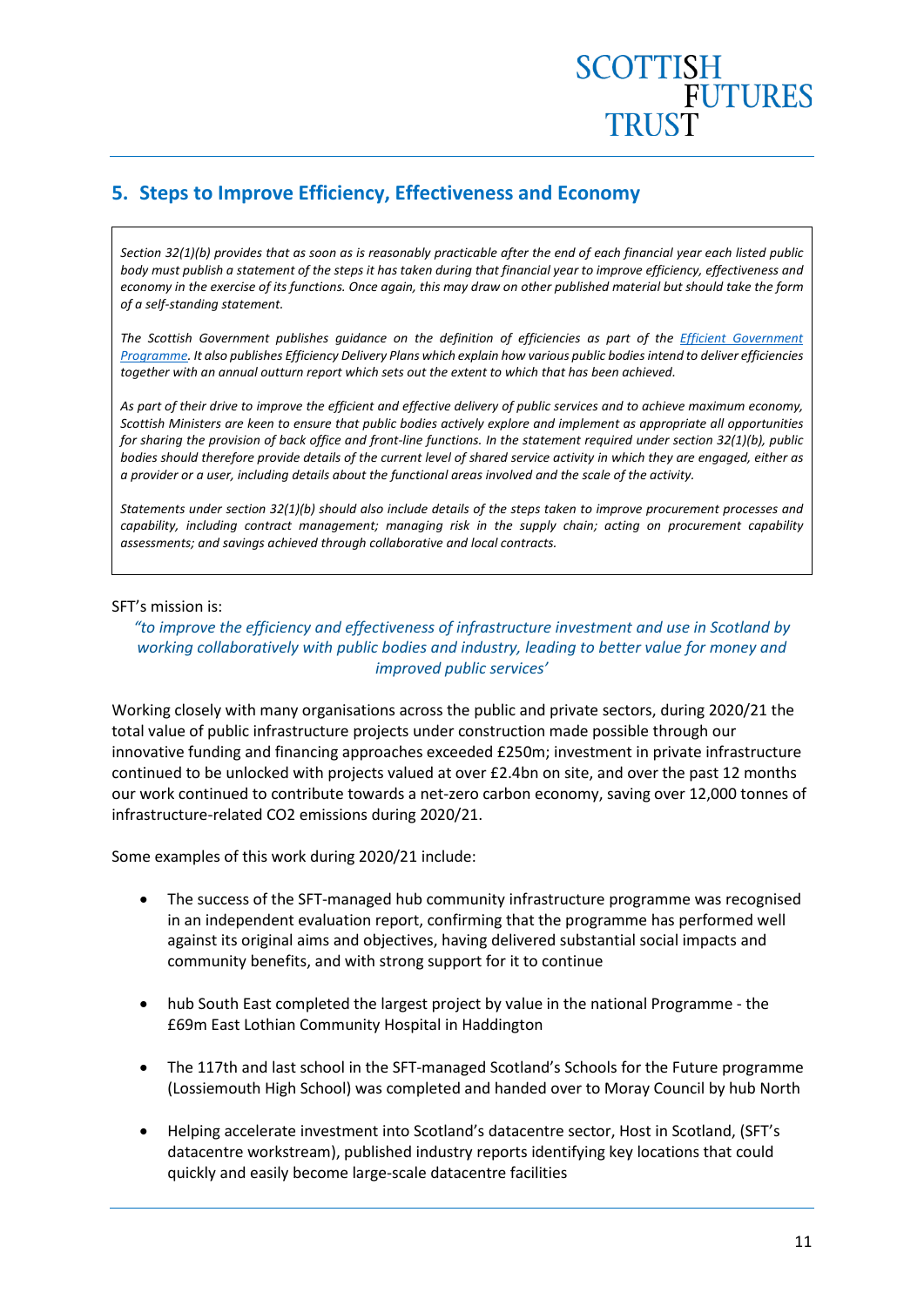## 5. Steps to Improve Efficiency, Effectiveness and Economy

> *Section 32(1)(b) provides that as soon as is reasonably practicable after the end of each financial year each listed public body must publish a statement of the steps it has taken during that financial year to improve efficiency, effectiveness and economy in the exercise of its functions. Once again, this may draw on other published material but should take the form of a self-standing statement.*
>
> *The Scottish Government publishes guidance on the definition of efficiencies as part of the Efficient Government Programme. It also publishes Efficiency Delivery Plans which explain how various public bodies intend to deliver efficiencies together with an annual outturn report which sets out the extent to which that has been achieved.*
>
> *As part of their drive to improve the efficient and effective delivery of public services and to achieve maximum economy, Scottish Ministers are keen to ensure that public bodies actively explore and implement as appropriate all opportunities for sharing the provision of back office and front-line functions. In the statement required under section 32(1)(b), public bodies should therefore provide details of the current level of shared service activity in which they are engaged, either as a provider or a user, including details about the functional areas involved and the scale of the activity.*
>
> *Statements under section 32(1)(b) should also include details of the steps taken to improve procurement processes and capability, including contract management; managing risk in the supply chain; acting on procurement capability assessments; and savings achieved through collaborative and local contracts.*

SFT's mission is:

*"to improve the efficiency and effectiveness of infrastructure investment and use in Scotland by working collaboratively with public bodies and industry, leading to better value for money and improved public services'*

Working closely with many organisations across the public and private sectors, during 2020/21 the total value of public infrastructure projects under construction made possible through our innovative funding and financing approaches exceeded £250m; investment in private infrastructure continued to be unlocked with projects valued at over £2.4bn on site, and over the past 12 months our work continued to contribute towards a net-zero carbon economy, saving over 12,000 tonnes of infrastructure-related $CO_2$ emissions during 2020/21.

Some examples of this work during 2020/21 include:

- The success of the SFT-managed hub community infrastructure programme was recognised in an independent evaluation report, confirming that the programme has performed well against its original aims and objectives, having delivered substantial social impacts and community benefits, and with strong support for it to continue
- hub South East completed the largest project by value in the national Programme - the £69m East Lothian Community Hospital in Haddington
- The 117th and last school in the SFT-managed Scotland's Schools for the Future programme (Lossiemouth High School) was completed and handed over to Moray Council by hub North
- Helping accelerate investment into Scotland's datacentre sector, Host in Scotland, (SFT's datacentre workstream), published industry reports identifying key locations that could quickly and easily become large-scale datacentre facilities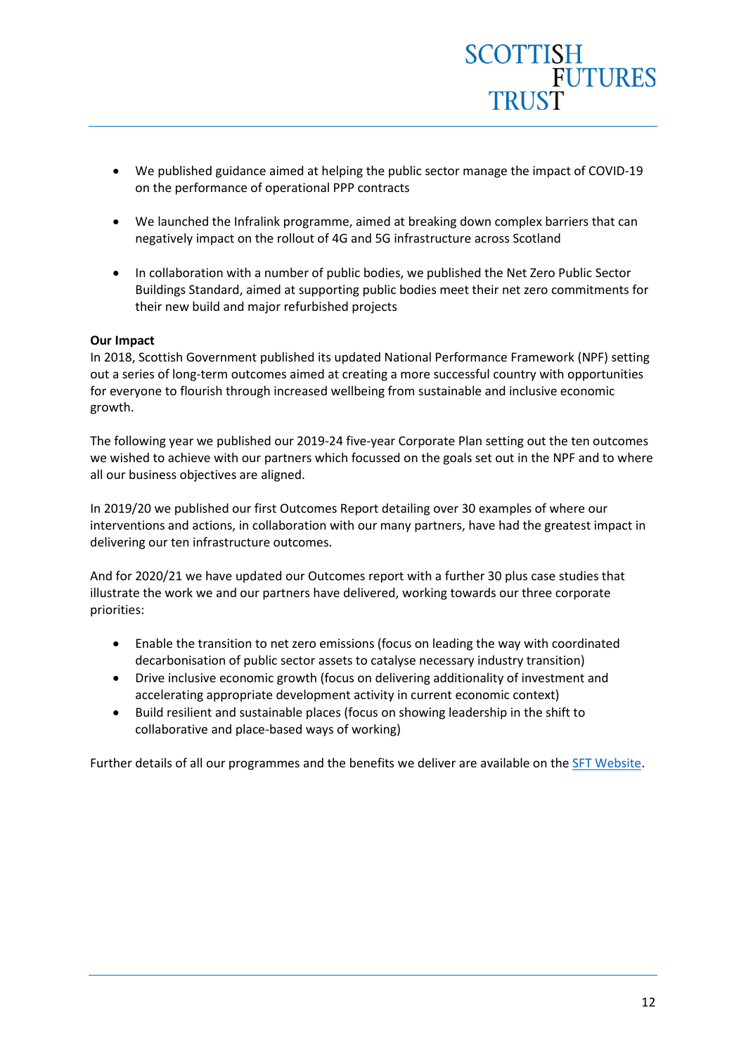- We published guidance aimed at helping the public sector manage the impact of COVID-19 on the performance of operational PPP contracts

- We launched the Infralink programme, aimed at breaking down complex barriers that can negatively impact on the rollout of 4G and 5G infrastructure across Scotland

- In collaboration with a number of public bodies, we published the Net Zero Public Sector Buildings Standard, aimed at supporting public bodies meet their net zero commitments for their new build and major refurbished projects

**Our Impact**

In 2018, Scottish Government published its updated National Performance Framework (NPF) setting out a series of long-term outcomes aimed at creating a more successful country with opportunities for everyone to flourish through increased wellbeing from sustainable and inclusive economic growth.

The following year we published our 2019-24 five-year Corporate Plan setting out the ten outcomes we wished to achieve with our partners which focussed on the goals set out in the NPF and to where all our business objectives are aligned.

In 2019/20 we published our first Outcomes Report detailing over 30 examples of where our interventions and actions, in collaboration with our many partners, have had the greatest impact in delivering our ten infrastructure outcomes.

And for 2020/21 we have updated our Outcomes report with a further 30 plus case studies that illustrate the work we and our partners have delivered, working towards our three corporate priorities:

- Enable the transition to net zero emissions (focus on leading the way with coordinated decarbonisation of public sector assets to catalyse necessary industry transition)
- Drive inclusive economic growth (focus on delivering additionality of investment and accelerating appropriate development activity in current economic context)
- Build resilient and sustainable places (focus on showing leadership in the shift to collaborative and place-based ways of working)

Further details of all our programmes and the benefits we deliver are available on the SFT Website.